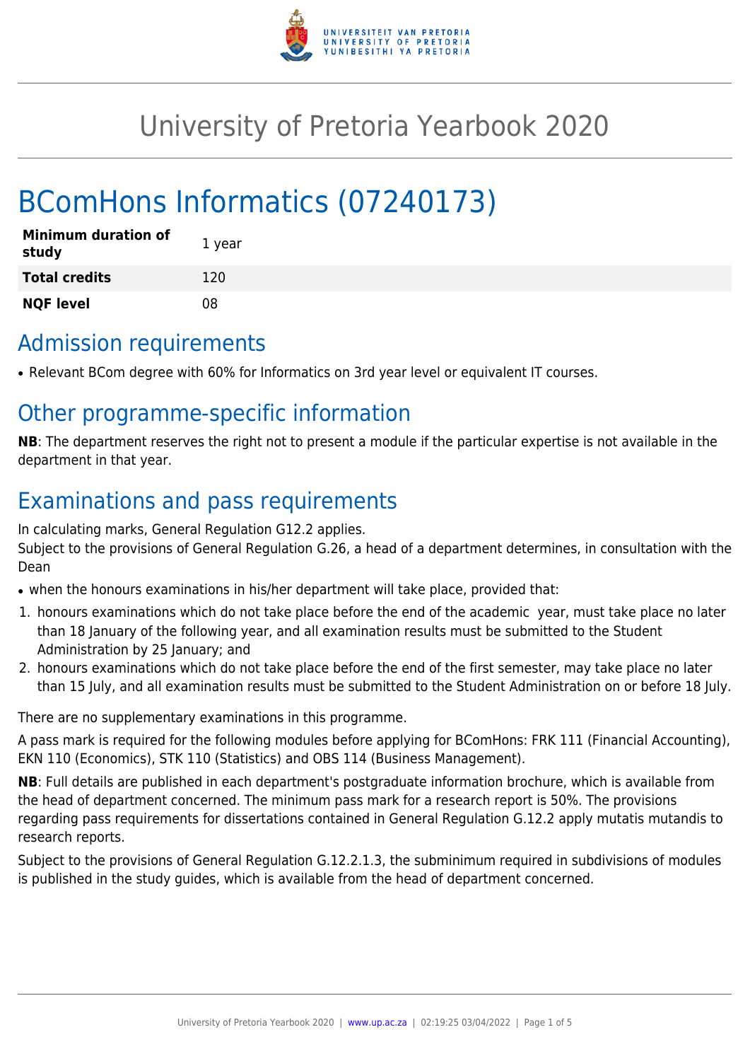# University of Pretoria Yearbook 2020

# BComHons Informatics (07240173)

| **Minimum duration of study** | 1 year |
|---|---|
| **Total credits** | 120 |
| **NQF level** | 08 |

## Admission requirements

- Relevant BCom degree with 60% for Informatics on 3rd year level or equivalent IT courses.

## Other programme-specific information

**NB**: The department reserves the right not to present a module if the particular expertise is not available in the department in that year.

## Examinations and pass requirements

In calculating marks, General Regulation G12.2 applies.
Subject to the provisions of General Regulation G.26, a head of a department determines, in consultation with the Dean

- when the honours examinations in his/her department will take place, provided that:

1. honours examinations which do not take place before the end of the academic year, must take place no later than 18 January of the following year, and all examination results must be submitted to the Student Administration by 25 January; and
2. honours examinations which do not take place before the end of the first semester, may take place no later than 15 July, and all examination results must be submitted to the Student Administration on or before 18 July.

There are no supplementary examinations in this programme.

A pass mark is required for the following modules before applying for BComHons: FRK 111 (Financial Accounting), EKN 110 (Economics), STK 110 (Statistics) and OBS 114 (Business Management).

**NB**: Full details are published in each department's postgraduate information brochure, which is available from the head of department concerned. The minimum pass mark for a research report is 50%. The provisions regarding pass requirements for dissertations contained in General Regulation G.12.2 apply mutatis mutandis to research reports.

Subject to the provisions of General Regulation G.12.2.1.3, the subminimum required in subdivisions of modules is published in the study guides, which is available from the head of department concerned.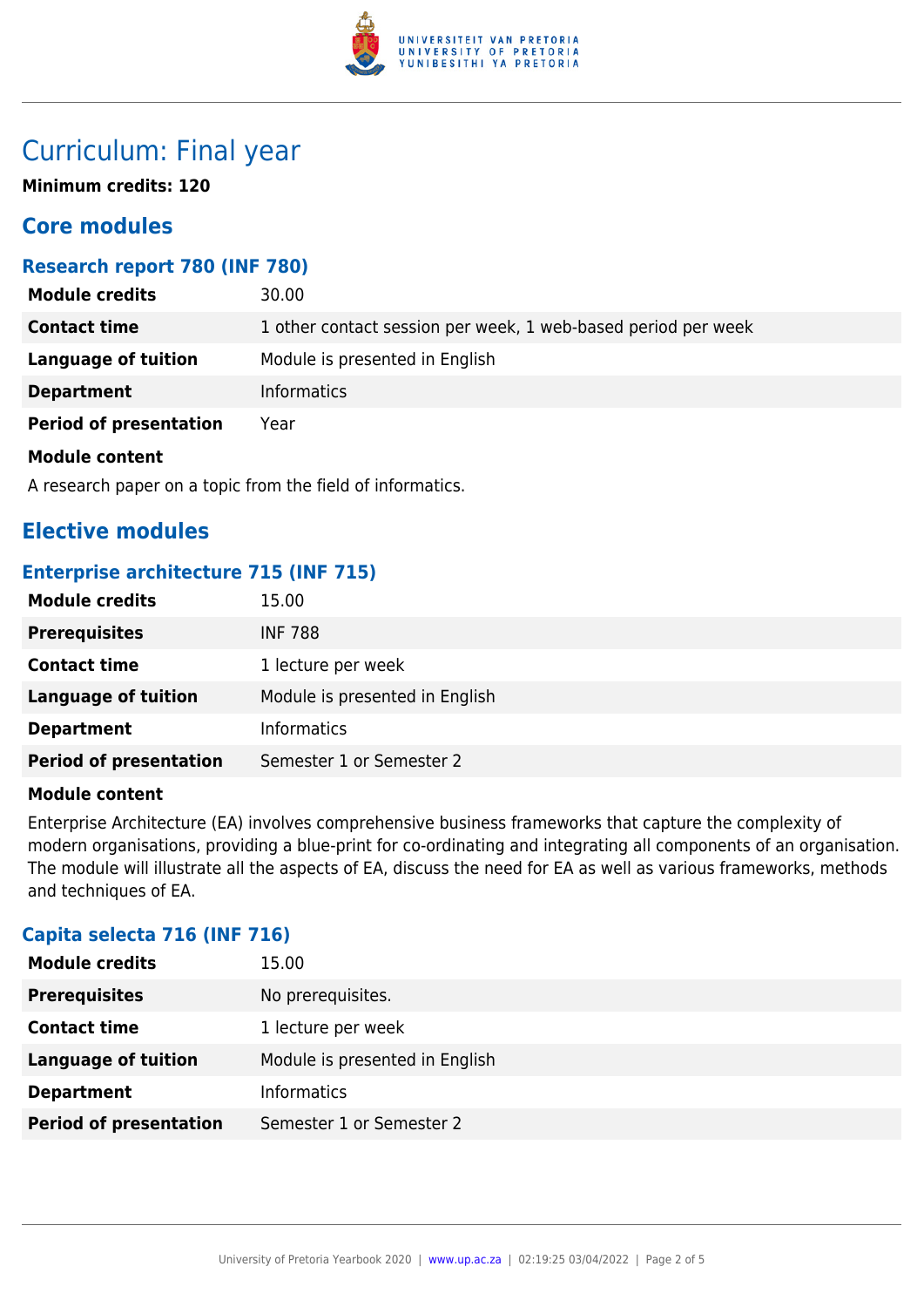# Curriculum: Final year

**Minimum credits: 120**

## Core modules

### Research report 780 (INF 780)

| | |
|---|---|
| **Module credits** | 30.00 |
| **Contact time** | 1 other contact session per week, 1 web-based period per week |
| **Language of tuition** | Module is presented in English |
| **Department** | Informatics |
| **Period of presentation** | Year |

**Module content**

A research paper on a topic from the field of informatics.

## Elective modules

### Enterprise architecture 715 (INF 715)

| | |
|---|---|
| **Module credits** | 15.00 |
| **Prerequisites** | INF 788 |
| **Contact time** | 1 lecture per week |
| **Language of tuition** | Module is presented in English |
| **Department** | Informatics |
| **Period of presentation** | Semester 1 or Semester 2 |

**Module content**

Enterprise Architecture (EA) involves comprehensive business frameworks that capture the complexity of modern organisations, providing a blue-print for co-ordinating and integrating all components of an organisation. The module will illustrate all the aspects of EA, discuss the need for EA as well as various frameworks, methods and techniques of EA.

### Capita selecta 716 (INF 716)

| | |
|---|---|
| **Module credits** | 15.00 |
| **Prerequisites** | No prerequisites. |
| **Contact time** | 1 lecture per week |
| **Language of tuition** | Module is presented in English |
| **Department** | Informatics |
| **Period of presentation** | Semester 1 or Semester 2 |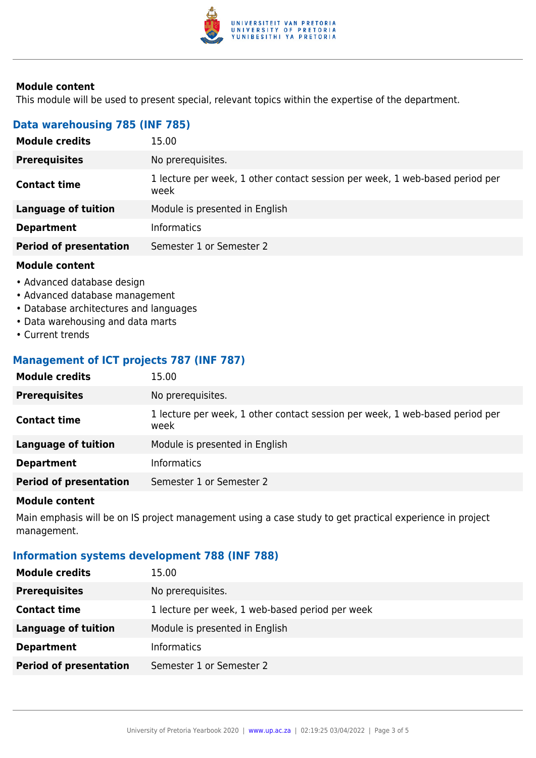**Module content**

This module will be used to present special, relevant topics within the expertise of the department.

## Data warehousing 785 (INF 785)

| | |
|---|---|
| **Module credits** | 15.00 |
| **Prerequisites** | No prerequisites. |
| **Contact time** | 1 lecture per week, 1 other contact session per week, 1 web-based period per week |
| **Language of tuition** | Module is presented in English |
| **Department** | Informatics |
| **Period of presentation** | Semester 1 or Semester 2 |

**Module content**

- Advanced database design
- Advanced database management
- Database architectures and languages
- Data warehousing and data marts
- Current trends

## Management of ICT projects 787 (INF 787)

| | |
|---|---|
| **Module credits** | 15.00 |
| **Prerequisites** | No prerequisites. |
| **Contact time** | 1 lecture per week, 1 other contact session per week, 1 web-based period per week |
| **Language of tuition** | Module is presented in English |
| **Department** | Informatics |
| **Period of presentation** | Semester 1 or Semester 2 |

**Module content**

Main emphasis will be on IS project management using a case study to get practical experience in project management.

## Information systems development 788 (INF 788)

| | |
|---|---|
| **Module credits** | 15.00 |
| **Prerequisites** | No prerequisites. |
| **Contact time** | 1 lecture per week, 1 web-based period per week |
| **Language of tuition** | Module is presented in English |
| **Department** | Informatics |
| **Period of presentation** | Semester 1 or Semester 2 |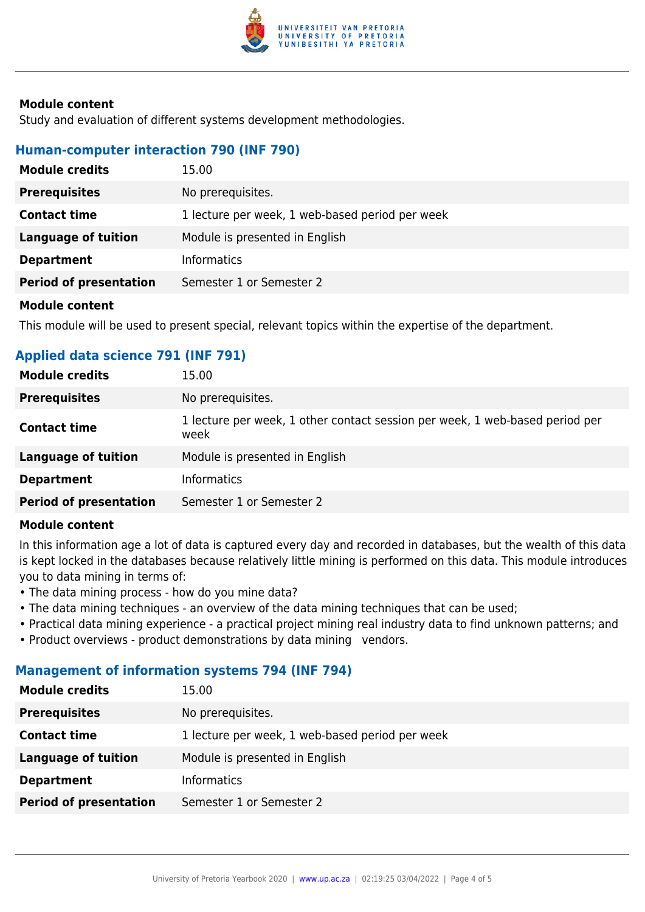**Module content**

Study and evaluation of different systems development methodologies.

### Human-computer interaction 790 (INF 790)

| | |
|---|---|
| **Module credits** | 15.00 |
| **Prerequisites** | No prerequisites. |
| **Contact time** | 1 lecture per week, 1 web-based period per week |
| **Language of tuition** | Module is presented in English |
| **Department** | Informatics |
| **Period of presentation** | Semester 1 or Semester 2 |

**Module content**

This module will be used to present special, relevant topics within the expertise of the department.

### Applied data science 791 (INF 791)

| | |
|---|---|
| **Module credits** | 15.00 |
| **Prerequisites** | No prerequisites. |
| **Contact time** | 1 lecture per week, 1 other contact session per week, 1 web-based period per week |
| **Language of tuition** | Module is presented in English |
| **Department** | Informatics |
| **Period of presentation** | Semester 1 or Semester 2 |

**Module content**

In this information age a lot of data is captured every day and recorded in databases, but the wealth of this data is kept locked in the databases because relatively little mining is performed on this data. This module introduces you to data mining in terms of:

- The data mining process - how do you mine data?
- The data mining techniques - an overview of the data mining techniques that can be used;
- Practical data mining experience - a practical project mining real industry data to find unknown patterns; and
- Product overviews - product demonstrations by data mining vendors.

### Management of information systems 794 (INF 794)

| | |
|---|---|
| **Module credits** | 15.00 |
| **Prerequisites** | No prerequisites. |
| **Contact time** | 1 lecture per week, 1 web-based period per week |
| **Language of tuition** | Module is presented in English |
| **Department** | Informatics |
| **Period of presentation** | Semester 1 or Semester 2 |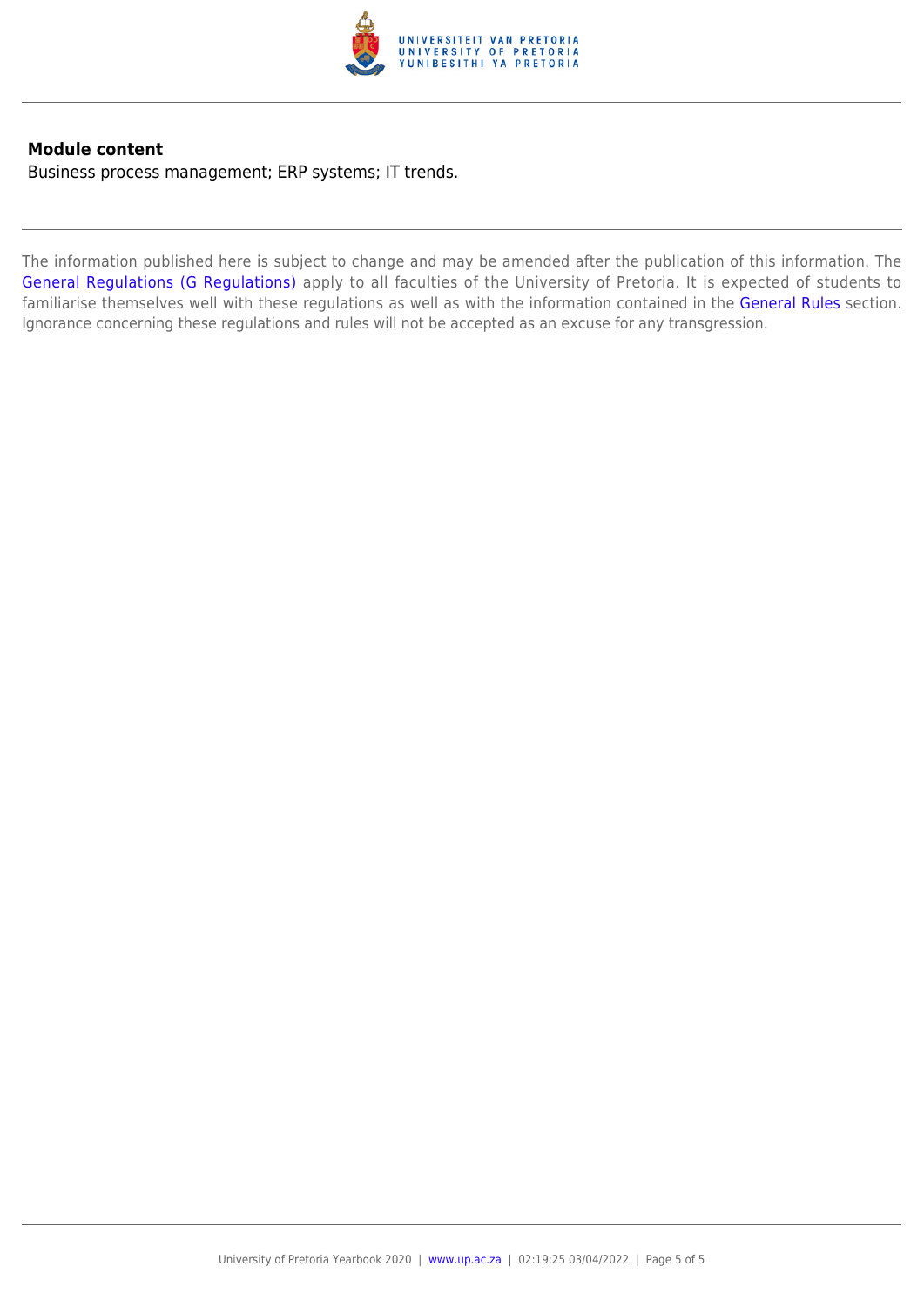**Module content**

Business process management; ERP systems; IT trends.

The information published here is subject to change and may be amended after the publication of this information. The General Regulations (G Regulations) apply to all faculties of the University of Pretoria. It is expected of students to familiarise themselves well with these regulations as well as with the information contained in the General Rules section. Ignorance concerning these regulations and rules will not be accepted as an excuse for any transgression.